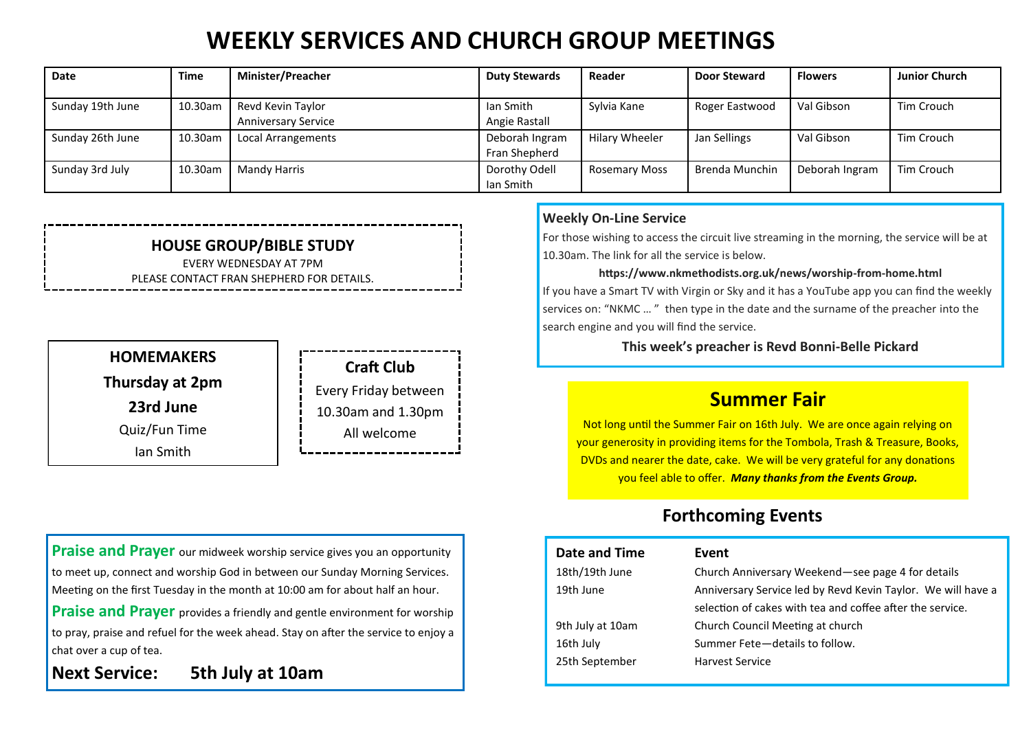# WEEKLY SERVICES AND CHURCH GROUP MEETINGS

| Date | Time | Minister/Preacher | Duty Stewards | Reader | Door Steward | Flowers | Junior Church |
|---|---|---|---|---|---|---|---|
| Sunday 19th June | 10.30am | Revd Kevin Taylor<br>Anniversary Service | Ian Smith<br>Angie Rastall | Sylvia Kane | Roger Eastwood | Val Gibson | Tim Crouch |
| Sunday 26th June | 10.30am | Local Arrangements | Deborah Ingram<br>Fran Shepherd | Hilary Wheeler | Jan Sellings | Val Gibson | Tim Crouch |
| Sunday 3rd July | 10.30am | Mandy Harris | Dorothy Odell<br>Ian Smith | Rosemary Moss | Brenda Munchin | Deborah Ingram | Tim Crouch |

## HOUSE GROUP/BIBLE STUDY

EVERY WEDNESDAY AT 7PM

PLEASE CONTACT FRAN SHEPHERD FOR DETAILS.

## HOMEMAKERS

**Thursday at 2pm**

**23rd June**

Quiz/Fun Time

Ian Smith

## Craft Club

Every Friday between 10.30am and 1.30pm

All welcome

**Praise and Prayer** our midweek worship service gives you an opportunity to meet up, connect and worship God in between our Sunday Morning Services. Meeting on the first Tuesday in the month at 10:00 am for about half an hour.

**Praise and Prayer** provides a friendly and gentle environment for worship to pray, praise and refuel for the week ahead. Stay on after the service to enjoy a chat over a cup of tea.

**Next Service: 5th July at 10am**

### Weekly On-Line Service

For those wishing to access the circuit live streaming in the morning, the service will be at 10.30am. The link for all the service is below.

**https://www.nkmethodists.org.uk/news/worship-from-home.html**

If you have a Smart TV with Virgin or Sky and it has a YouTube app you can find the weekly services on: "NKMC … " then type in the date and the surname of the preacher into the search engine and you will find the service.

**This week's preacher is Revd Bonni-Belle Pickard**

## Summer Fair

Not long until the Summer Fair on 16th July. We are once again relying on your generosity in providing items for the Tombola, Trash & Treasure, Books, DVDs and nearer the date, cake. We will be very grateful for any donations you feel able to offer. ***Many thanks from the Events Group.***

## Forthcoming Events

| Date and Time | Event |
|---|---|
| 18th/19th June | Church Anniversary Weekend—see page 4 for details |
| 19th June | Anniversary Service led by Revd Kevin Taylor. We will have a selection of cakes with tea and coffee after the service. |
| 9th July at 10am | Church Council Meeting at church |
| 16th July | Summer Fete—details to follow. |
| 25th September | Harvest Service |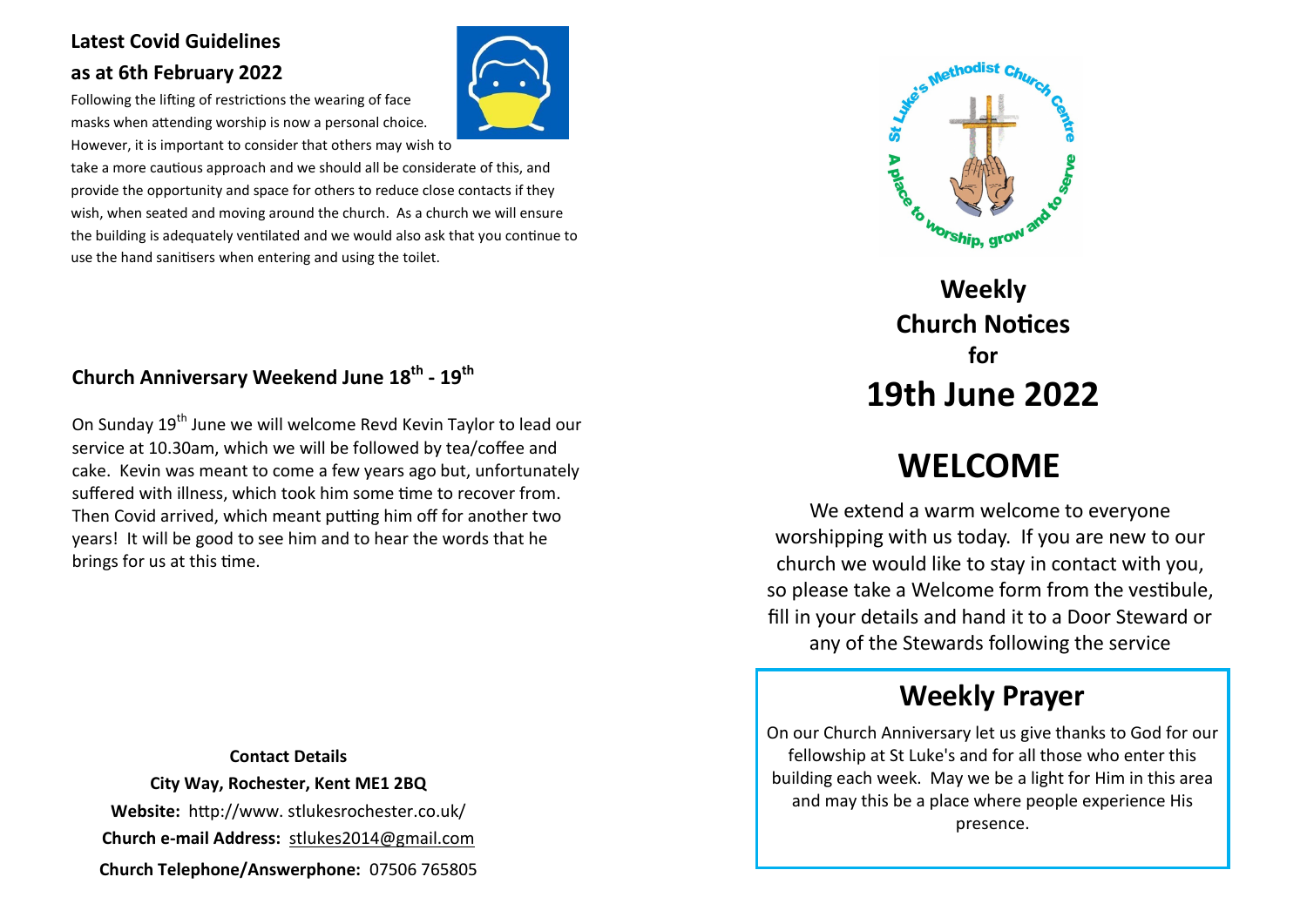## Latest Covid Guidelines as at 6th February 2022

Following the lifting of restrictions the wearing of face masks when attending worship is now a personal choice. However, it is important to consider that others may wish to take a more cautious approach and we should all be considerate of this, and provide the opportunity and space for others to reduce close contacts if they wish, when seated and moving around the church. As a church we will ensure the building is adequately ventilated and we would also ask that you continue to use the hand sanitisers when entering and using the toilet.

## Church Anniversary Weekend June 18th - 19th

On Sunday 19th June we will welcome Revd Kevin Taylor to lead our service at 10.30am, which we will be followed by tea/coffee and cake. Kevin was meant to come a few years ago but, unfortunately suffered with illness, which took him some time to recover from. Then Covid arrived, which meant putting him off for another two years! It will be good to see him and to hear the words that he brings for us at this time.

**Contact Details**

**City Way, Rochester, Kent ME1 2BQ**

**Website:** http://www. stlukesrochester.co.uk/

**Church e-mail Address:** stlukes2014@gmail.com

**Church Telephone/Answerphone:** 07506 765805

St Luke's Methodist Church Centre

A place to worship, grow and to serve

# Weekly Church Notices for 19th June 2022

# WELCOME

We extend a warm welcome to everyone worshipping with us today. If you are new to our church we would like to stay in contact with you, so please take a Welcome form from the vestibule, fill in your details and hand it to a Door Steward or any of the Stewards following the service

## Weekly Prayer

On our Church Anniversary let us give thanks to God for our fellowship at St Luke's and for all those who enter this building each week. May we be a light for Him in this area and may this be a place where people experience His presence.